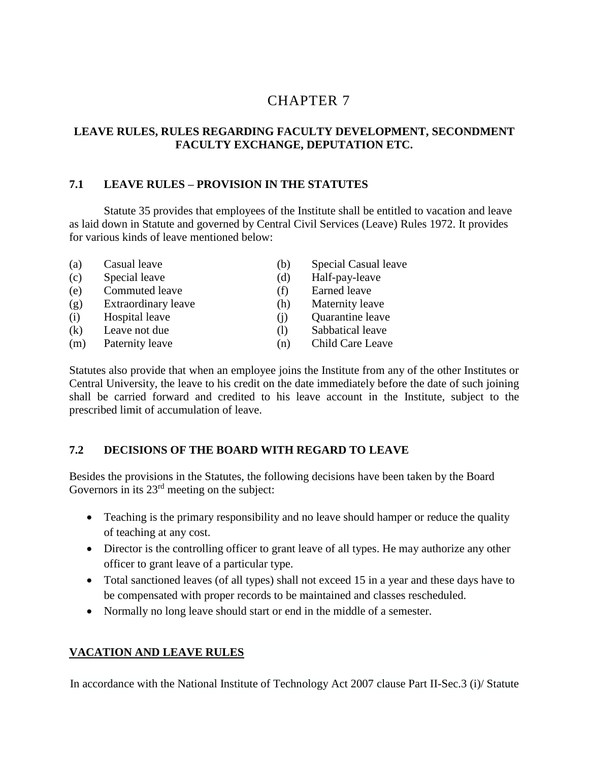# CHAPTER 7

## LEAVE RULES, RULES REGARDING FACULTY DEVELOPMENT, SECONDMENT FACULTY EXCHANGE, DEPUTATION ETC.

### 7.1 LEAVE RULES – PROVISION IN THE STATUTES

Statute 35 provides that employees of the Institute shall be entitled to vacation and leave as laid down in Statute and governed by Central Civil Services (Leave) Rules 1972. It provides for various kinds of leave mentioned below:

(a) Casual leave
(b) Special Casual leave
(c) Special leave
(d) Half-pay-leave
(e) Commuted leave
(f) Earned leave
(g) Extraordinary leave
(h) Maternity leave
(i) Hospital leave
(j) Quarantine leave
(k) Leave not due
(l) Sabbatical leave
(m) Paternity leave
(n) Child Care Leave

Statutes also provide that when an employee joins the Institute from any of the other Institutes or Central University, the leave to his credit on the date immediately before the date of such joining shall be carried forward and credited to his leave account in the Institute, subject to the prescribed limit of accumulation of leave.

### 7.2 DECISIONS OF THE BOARD WITH REGARD TO LEAVE

Besides the provisions in the Statutes, the following decisions have been taken by the Board Governors in its 23rd meeting on the subject:

- Teaching is the primary responsibility and no leave should hamper or reduce the quality of teaching at any cost.
- Director is the controlling officer to grant leave of all types. He may authorize any other officer to grant leave of a particular type.
- Total sanctioned leaves (of all types) shall not exceed 15 in a year and these days have to be compensated with proper records to be maintained and classes rescheduled.
- Normally no long leave should start or end in the middle of a semester.

**VACATION AND LEAVE RULES**

In accordance with the National Institute of Technology Act 2007 clause Part II-Sec.3 (i)/ Statute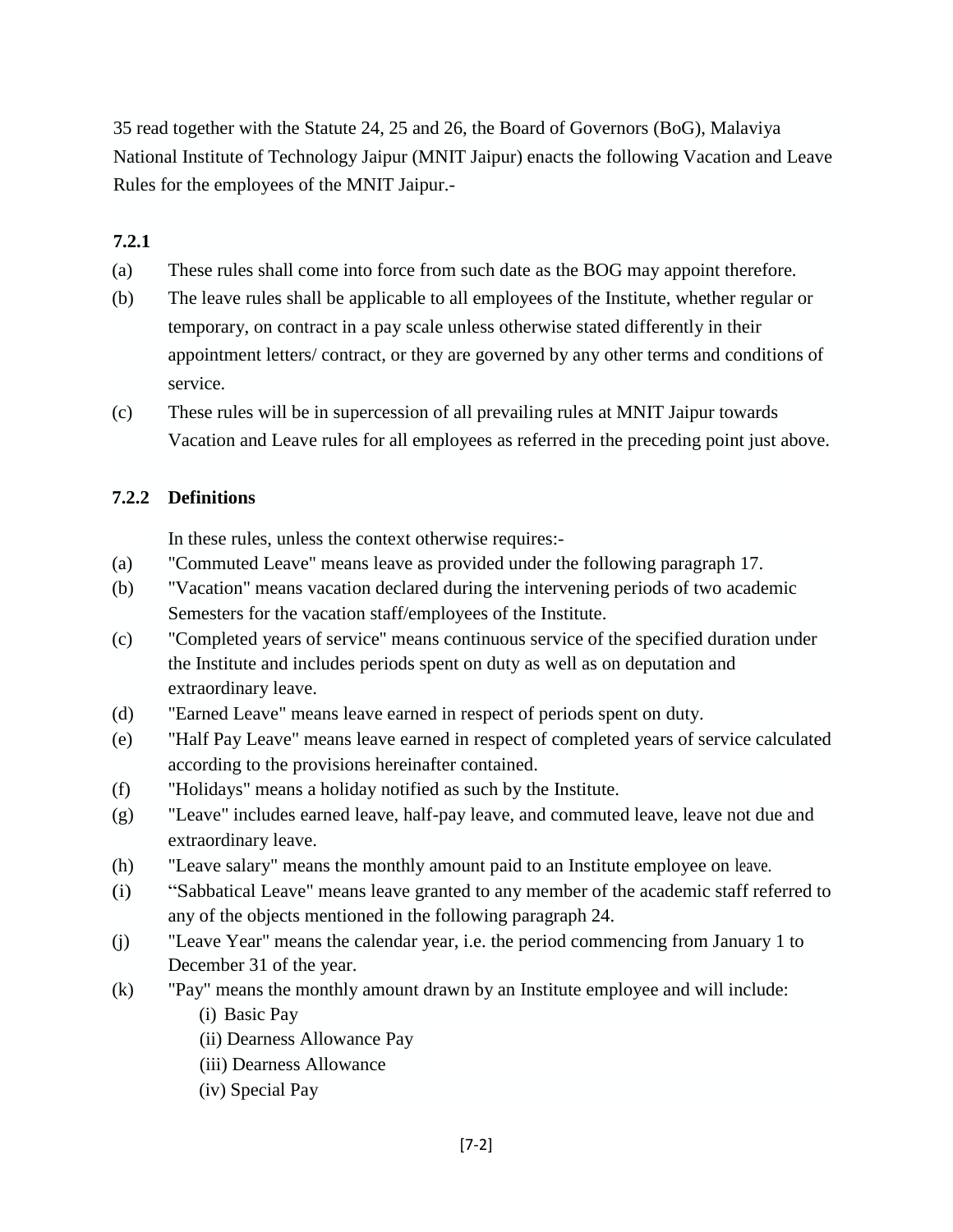35 read together with the Statute 24, 25 and 26, the Board of Governors (BoG), Malaviya National Institute of Technology Jaipur (MNIT Jaipur) enacts the following Vacation and Leave Rules for the employees of the MNIT Jaipur.-

### 7.2.1

(a) These rules shall come into force from such date as the BOG may appoint therefore.

(b) The leave rules shall be applicable to all employees of the Institute, whether regular or temporary, on contract in a pay scale unless otherwise stated differently in their appointment letters/ contract, or they are governed by any other terms and conditions of service.

(c) These rules will be in supercession of all prevailing rules at MNIT Jaipur towards Vacation and Leave rules for all employees as referred in the preceding point just above.

### 7.2.2 Definitions

In these rules, unless the context otherwise requires:-

(a) "Commuted Leave" means leave as provided under the following paragraph 17.

(b) "Vacation" means vacation declared during the intervening periods of two academic Semesters for the vacation staff/employees of the Institute.

(c) "Completed years of service" means continuous service of the specified duration under the Institute and includes periods spent on duty as well as on deputation and extraordinary leave.

(d) "Earned Leave" means leave earned in respect of periods spent on duty.

(e) "Half Pay Leave" means leave earned in respect of completed years of service calculated according to the provisions hereinafter contained.

(f) "Holidays" means a holiday notified as such by the Institute.

(g) "Leave" includes earned leave, half-pay leave, and commuted leave, leave not due and extraordinary leave.

(h) "Leave salary" means the monthly amount paid to an Institute employee on leave.

(i) "Sabbatical Leave" means leave granted to any member of the academic staff referred to any of the objects mentioned in the following paragraph 24.

(j) "Leave Year" means the calendar year, i.e. the period commencing from January 1 to December 31 of the year.

(k) "Pay" means the monthly amount drawn by an Institute employee and will include:

(i) Basic Pay

(ii) Dearness Allowance Pay

(iii) Dearness Allowance

(iv) Special Pay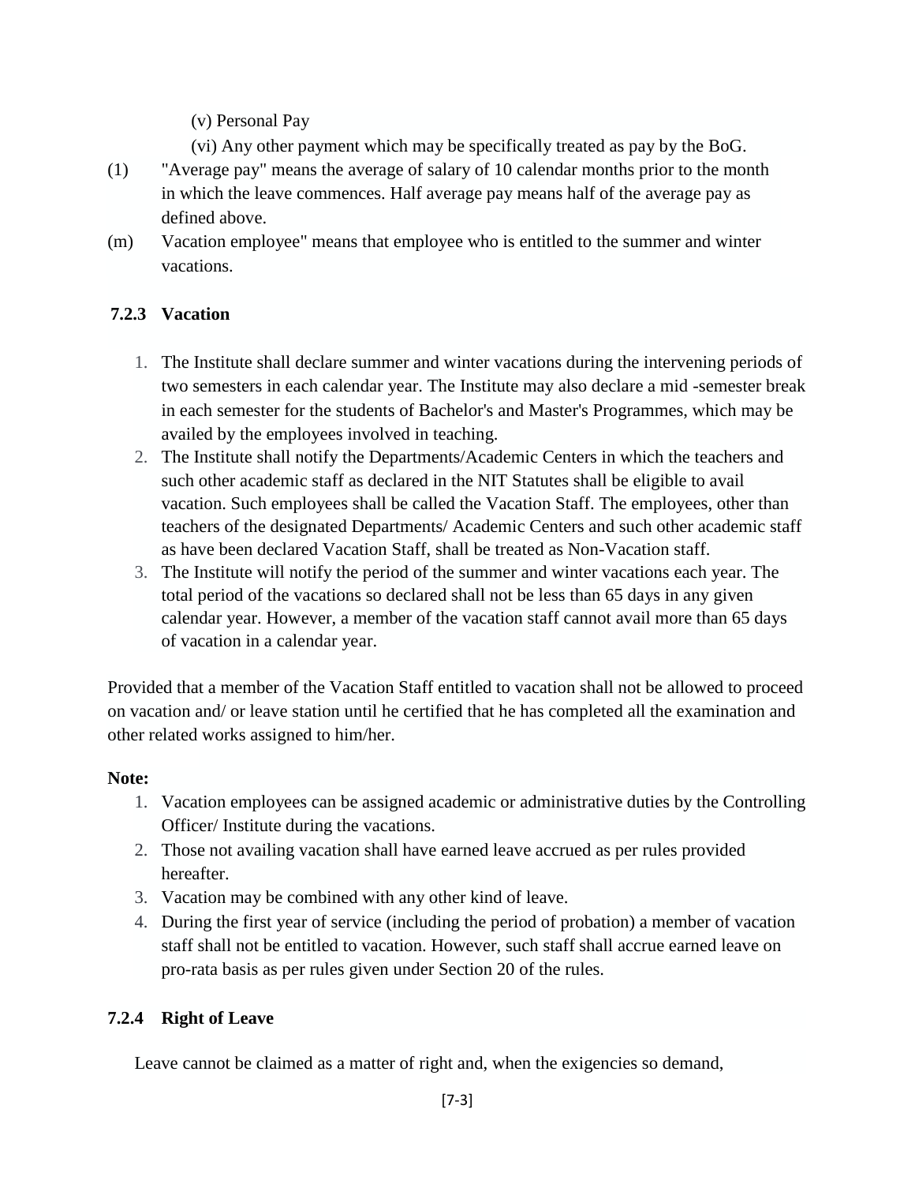(v) Personal Pay

(vi) Any other payment which may be specifically treated as pay by the BoG.

(1) "Average pay" means the average of salary of 10 calendar months prior to the month in which the leave commences. Half average pay means half of the average pay as defined above.

(m) Vacation employee" means that employee who is entitled to the summer and winter vacations.

### 7.2.3 Vacation

1. The Institute shall declare summer and winter vacations during the intervening periods of two semesters in each calendar year. The Institute may also declare a mid -semester break in each semester for the students of Bachelor's and Master's Programmes, which may be availed by the employees involved in teaching.
2. The Institute shall notify the Departments/Academic Centers in which the teachers and such other academic staff as declared in the NIT Statutes shall be eligible to avail vacation. Such employees shall be called the Vacation Staff. The employees, other than teachers of the designated Departments/ Academic Centers and such other academic staff as have been declared Vacation Staff, shall be treated as Non-Vacation staff.
3. The Institute will notify the period of the summer and winter vacations each year. The total period of the vacations so declared shall not be less than 65 days in any given calendar year. However, a member of the vacation staff cannot avail more than 65 days of vacation in a calendar year.

Provided that a member of the Vacation Staff entitled to vacation shall not be allowed to proceed on vacation and/ or leave station until he certified that he has completed all the examination and other related works assigned to him/her.

**Note:**

1. Vacation employees can be assigned academic or administrative duties by the Controlling Officer/ Institute during the vacations.
2. Those not availing vacation shall have earned leave accrued as per rules provided hereafter.
3. Vacation may be combined with any other kind of leave.
4. During the first year of service (including the period of probation) a member of vacation staff shall not be entitled to vacation. However, such staff shall accrue earned leave on pro-rata basis as per rules given under Section 20 of the rules.

### 7.2.4 Right of Leave

Leave cannot be claimed as a matter of right and, when the exigencies so demand,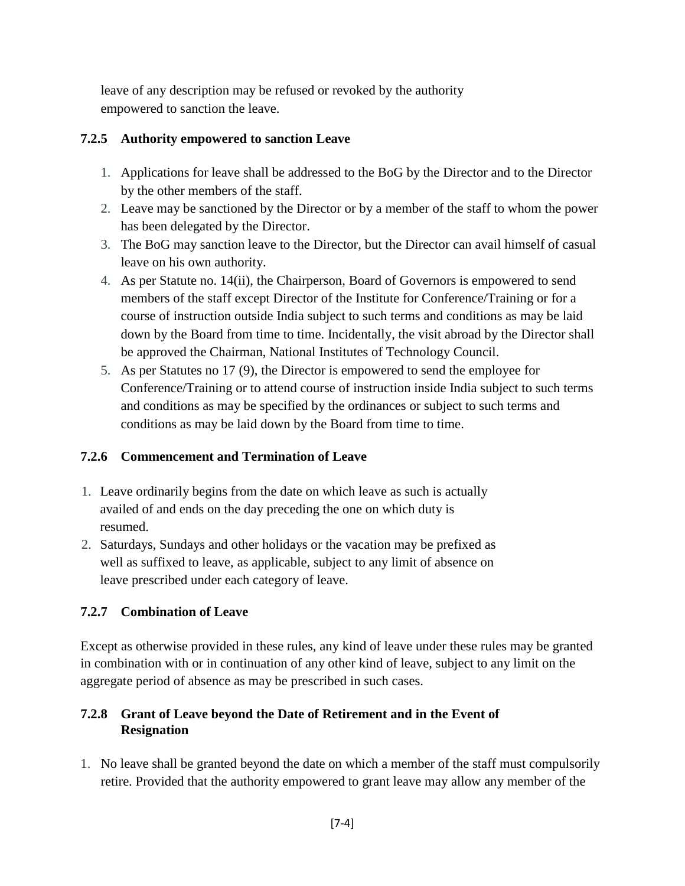leave of any description may be refused or revoked by the authority empowered to sanction the leave.

### 7.2.5 Authority empowered to sanction Leave

1. Applications for leave shall be addressed to the BoG by the Director and to the Director by the other members of the staff.
2. Leave may be sanctioned by the Director or by a member of the staff to whom the power has been delegated by the Director.
3. The BoG may sanction leave to the Director, but the Director can avail himself of casual leave on his own authority.
4. As per Statute no. 14(ii), the Chairperson, Board of Governors is empowered to send members of the staff except Director of the Institute for Conference/Training or for a course of instruction outside India subject to such terms and conditions as may be laid down by the Board from time to time. Incidentally, the visit abroad by the Director shall be approved the Chairman, National Institutes of Technology Council.
5. As per Statutes no 17 (9), the Director is empowered to send the employee for Conference/Training or to attend course of instruction inside India subject to such terms and conditions as may be specified by the ordinances or subject to such terms and conditions as may be laid down by the Board from time to time.

### 7.2.6 Commencement and Termination of Leave

1. Leave ordinarily begins from the date on which leave as such is actually availed of and ends on the day preceding the one on which duty is resumed.
2. Saturdays, Sundays and other holidays or the vacation may be prefixed as well as suffixed to leave, as applicable, subject to any limit of absence on leave prescribed under each category of leave.

### 7.2.7 Combination of Leave

Except as otherwise provided in these rules, any kind of leave under these rules may be granted in combination with or in continuation of any other kind of leave, subject to any limit on the aggregate period of absence as may be prescribed in such cases.

### 7.2.8 Grant of Leave beyond the Date of Retirement and in the Event of Resignation

1. No leave shall be granted beyond the date on which a member of the staff must compulsorily retire. Provided that the authority empowered to grant leave may allow any member of the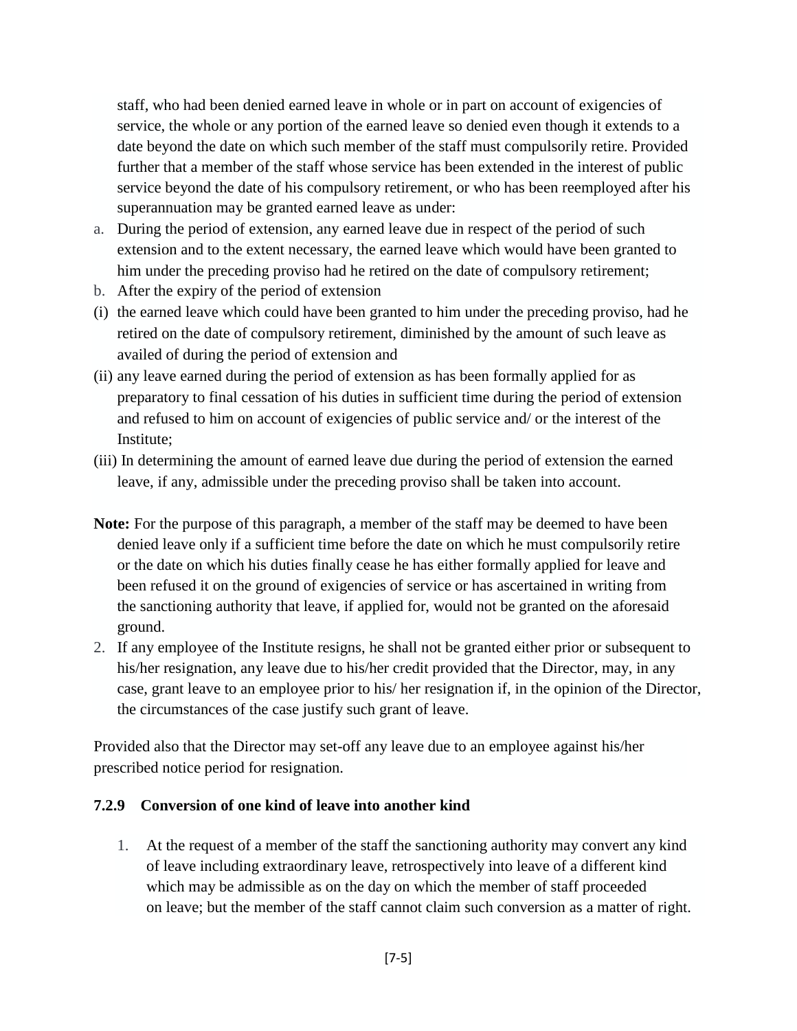staff, who had been denied earned leave in whole or in part on account of exigencies of service, the whole or any portion of the earned leave so denied even though it extends to a date beyond the date on which such member of the staff must compulsorily retire. Provided further that a member of the staff whose service has been extended in the interest of public service beyond the date of his compulsory retirement, or who has been reemployed after his superannuation may be granted earned leave as under:

a. During the period of extension, any earned leave due in respect of the period of such extension and to the extent necessary, the earned leave which would have been granted to him under the preceding proviso had he retired on the date of compulsory retirement;
b. After the expiry of the period of extension

(i) the earned leave which could have been granted to him under the preceding proviso, had he retired on the date of compulsory retirement, diminished by the amount of such leave as availed of during the period of extension and

(ii) any leave earned during the period of extension as has been formally applied for as preparatory to final cessation of his duties in sufficient time during the period of extension and refused to him on account of exigencies of public service and/ or the interest of the Institute;

(iii) In determining the amount of earned leave due during the period of extension the earned leave, if any, admissible under the preceding proviso shall be taken into account.

**Note:** For the purpose of this paragraph, a member of the staff may be deemed to have been denied leave only if a sufficient time before the date on which he must compulsorily retire or the date on which his duties finally cease he has either formally applied for leave and been refused it on the ground of exigencies of service or has ascertained in writing from the sanctioning authority that leave, if applied for, would not be granted on the aforesaid ground.

2. If any employee of the Institute resigns, he shall not be granted either prior or subsequent to his/her resignation, any leave due to his/her credit provided that the Director, may, in any case, grant leave to an employee prior to his/ her resignation if, in the opinion of the Director, the circumstances of the case justify such grant of leave.

Provided also that the Director may set-off any leave due to an employee against his/her prescribed notice period for resignation.

### 7.2.9 Conversion of one kind of leave into another kind

1. At the request of a member of the staff the sanctioning authority may convert any kind of leave including extraordinary leave, retrospectively into leave of a different kind which may be admissible as on the day on which the member of staff proceeded on leave; but the member of the staff cannot claim such conversion as a matter of right.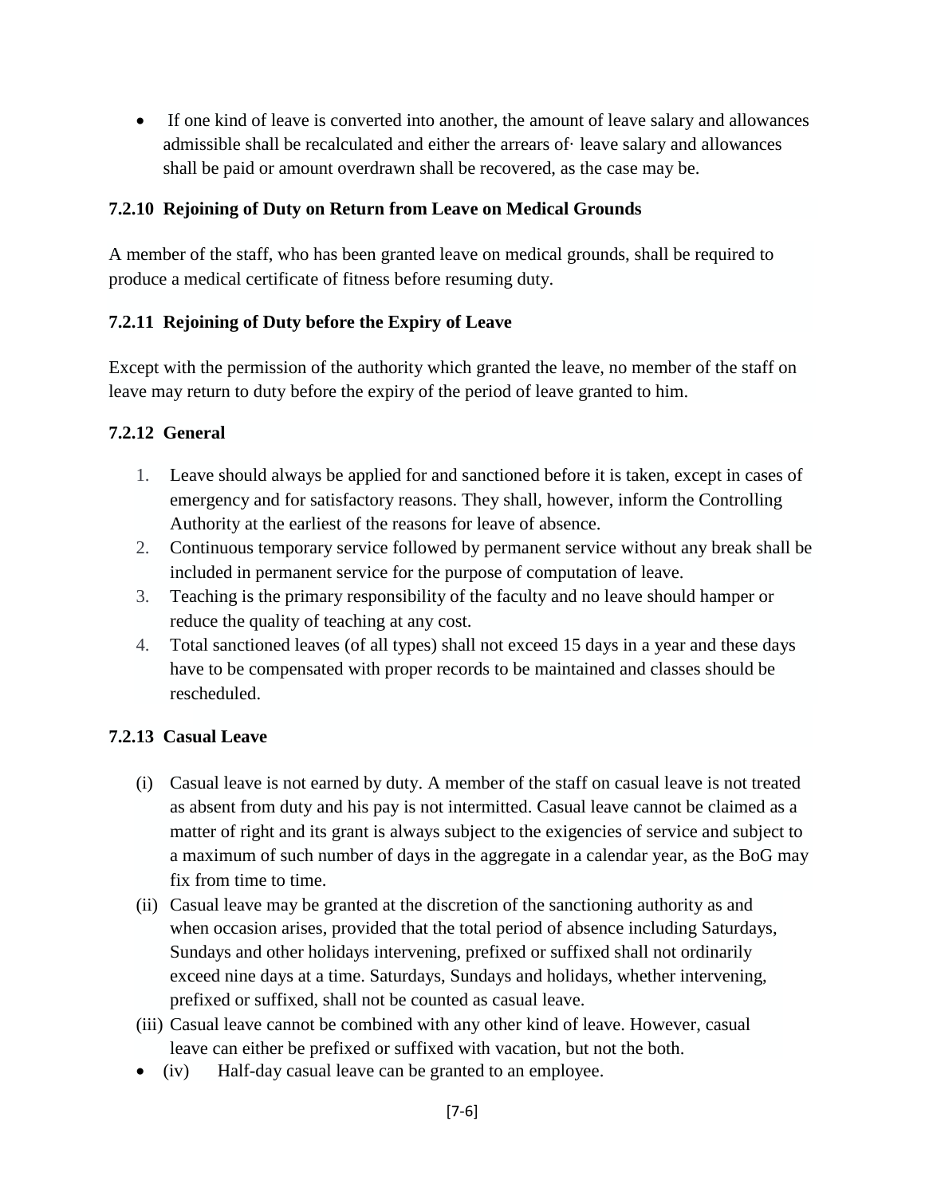- If one kind of leave is converted into another, the amount of leave salary and allowances admissible shall be recalculated and either the arrears of· leave salary and allowances shall be paid or amount overdrawn shall be recovered, as the case may be.

### 7.2.10 Rejoining of Duty on Return from Leave on Medical Grounds

A member of the staff, who has been granted leave on medical grounds, shall be required to produce a medical certificate of fitness before resuming duty.

### 7.2.11 Rejoining of Duty before the Expiry of Leave

Except with the permission of the authority which granted the leave, no member of the staff on leave may return to duty before the expiry of the period of leave granted to him.

### 7.2.12 General

1. Leave should always be applied for and sanctioned before it is taken, except in cases of emergency and for satisfactory reasons. They shall, however, inform the Controlling Authority at the earliest of the reasons for leave of absence.
2. Continuous temporary service followed by permanent service without any break shall be included in permanent service for the purpose of computation of leave.
3. Teaching is the primary responsibility of the faculty and no leave should hamper or reduce the quality of teaching at any cost.
4. Total sanctioned leaves (of all types) shall not exceed 15 days in a year and these days have to be compensated with proper records to be maintained and classes should be rescheduled.

### 7.2.13 Casual Leave

(i) Casual leave is not earned by duty. A member of the staff on casual leave is not treated as absent from duty and his pay is not intermitted. Casual leave cannot be claimed as a matter of right and its grant is always subject to the exigencies of service and subject to a maximum of such number of days in the aggregate in a calendar year, as the BoG may fix from time to time.

(ii) Casual leave may be granted at the discretion of the sanctioning authority as and when occasion arises, provided that the total period of absence including Saturdays, Sundays and other holidays intervening, prefixed or suffixed shall not ordinarily exceed nine days at a time. Saturdays, Sundays and holidays, whether intervening, prefixed or suffixed, shall not be counted as casual leave.

(iii) Casual leave cannot be combined with any other kind of leave. However, casual leave can either be prefixed or suffixed with vacation, but not the both.

- (iv) Half-day casual leave can be granted to an employee.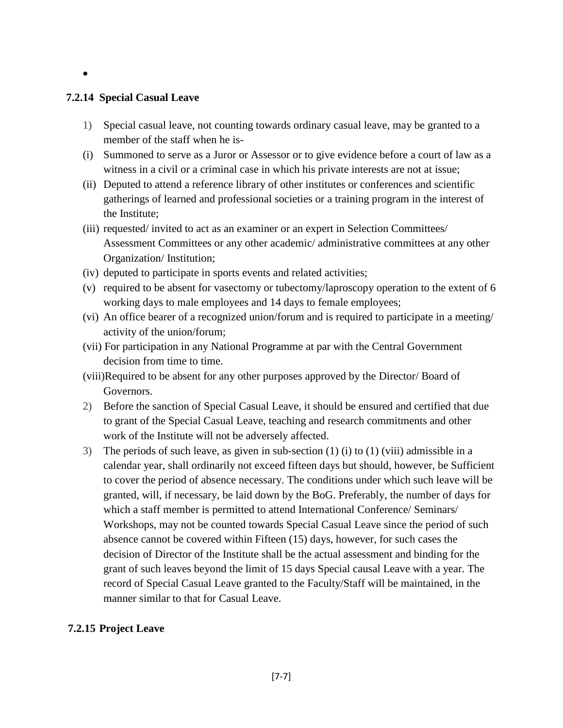- 

### 7.2.14 Special Casual Leave

1) Special casual leave, not counting towards ordinary casual leave, may be granted to a member of the staff when he is-

(i) Summoned to serve as a Juror or Assessor or to give evidence before a court of law as a witness in a civil or a criminal case in which his private interests are not at issue;

(ii) Deputed to attend a reference library of other institutes or conferences and scientific gatherings of learned and professional societies or a training program in the interest of the Institute;

(iii) requested/ invited to act as an examiner or an expert in Selection Committees/ Assessment Committees or any other academic/ administrative committees at any other Organization/ Institution;

(iv) deputed to participate in sports events and related activities;

(v) required to be absent for vasectomy or tubectomy/laproscopy operation to the extent of 6 working days to male employees and 14 days to female employees;

(vi) An office bearer of a recognized union/forum and is required to participate in a meeting/ activity of the union/forum;

(vii) For participation in any National Programme at par with the Central Government decision from time to time.

(viii)Required to be absent for any other purposes approved by the Director/ Board of Governors.

2) Before the sanction of Special Casual Leave, it should be ensured and certified that due to grant of the Special Casual Leave, teaching and research commitments and other work of the Institute will not be adversely affected.

3) The periods of such leave, as given in sub-section (1) (i) to (1) (viii) admissible in a calendar year, shall ordinarily not exceed fifteen days but should, however, be Sufficient to cover the period of absence necessary. The conditions under which such leave will be granted, will, if necessary, be laid down by the BoG. Preferably, the number of days for which a staff member is permitted to attend International Conference/ Seminars/ Workshops, may not be counted towards Special Casual Leave since the period of such absence cannot be covered within Fifteen (15) days, however, for such cases the decision of Director of the Institute shall be the actual assessment and binding for the grant of such leaves beyond the limit of 15 days Special causal Leave with a year. The record of Special Casual Leave granted to the Faculty/Staff will be maintained, in the manner similar to that for Casual Leave.

### 7.2.15 Project Leave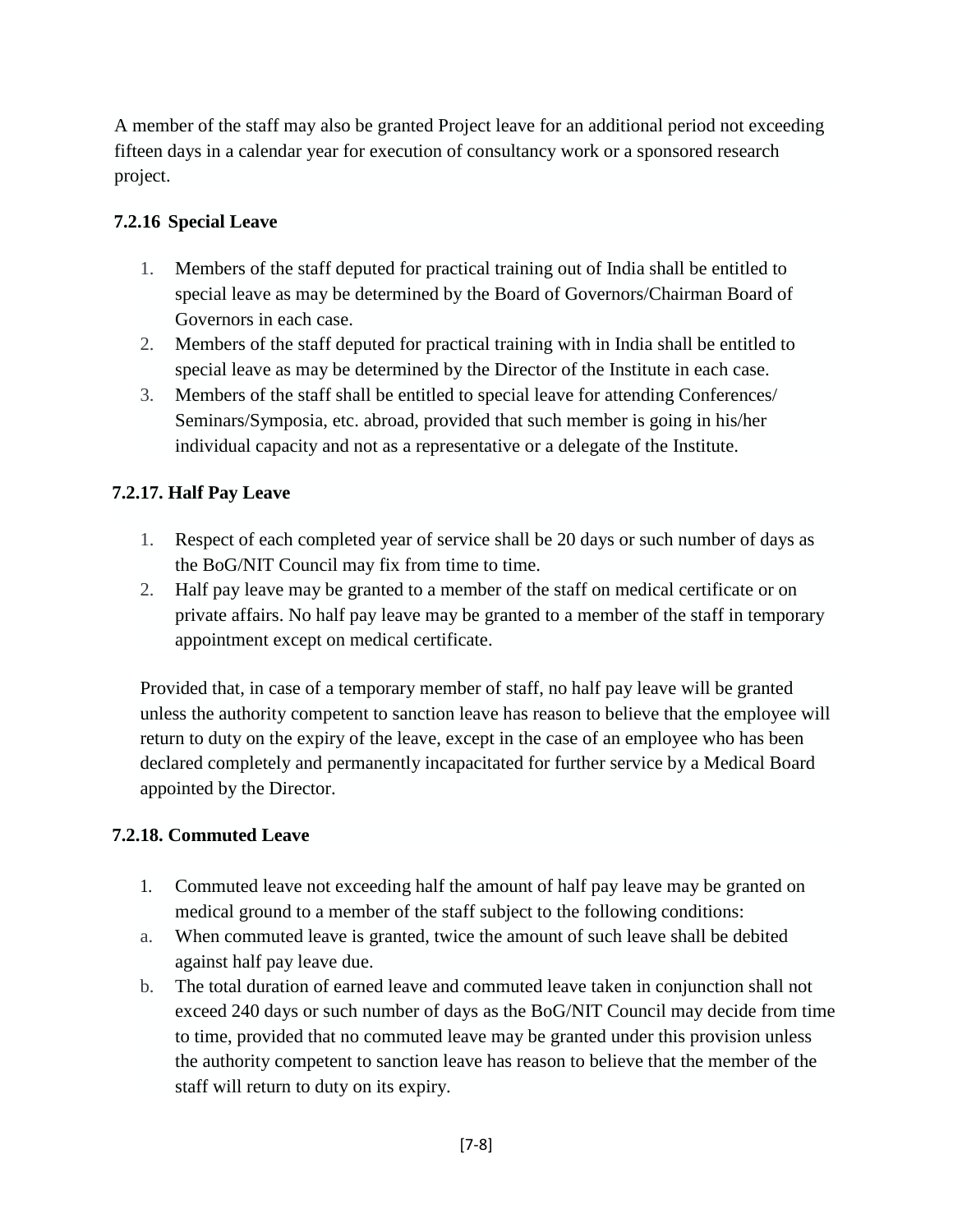A member of the staff may also be granted Project leave for an additional period not exceeding fifteen days in a calendar year for execution of consultancy work or a sponsored research project.

### 7.2.16 Special Leave

1. Members of the staff deputed for practical training out of India shall be entitled to special leave as may be determined by the Board of Governors/Chairman Board of Governors in each case.
2. Members of the staff deputed for practical training with in India shall be entitled to special leave as may be determined by the Director of the Institute in each case.
3. Members of the staff shall be entitled to special leave for attending Conferences/ Seminars/Symposia, etc. abroad, provided that such member is going in his/her individual capacity and not as a representative or a delegate of the Institute.

### 7.2.17. Half Pay Leave

1. Respect of each completed year of service shall be 20 days or such number of days as the BoG/NIT Council may fix from time to time.
2. Half pay leave may be granted to a member of the staff on medical certificate or on private affairs. No half pay leave may be granted to a member of the staff in temporary appointment except on medical certificate.

Provided that, in case of a temporary member of staff, no half pay leave will be granted unless the authority competent to sanction leave has reason to believe that the employee will return to duty on the expiry of the leave, except in the case of an employee who has been declared completely and permanently incapacitated for further service by a Medical Board appointed by the Director.

### 7.2.18. Commuted Leave

1. Commuted leave not exceeding half the amount of half pay leave may be granted on medical ground to a member of the staff subject to the following conditions:

a. When commuted leave is granted, twice the amount of such leave shall be debited against half pay leave due.

b. The total duration of earned leave and commuted leave taken in conjunction shall not exceed 240 days or such number of days as the BoG/NIT Council may decide from time to time, provided that no commuted leave may be granted under this provision unless the authority competent to sanction leave has reason to believe that the member of the staff will return to duty on its expiry.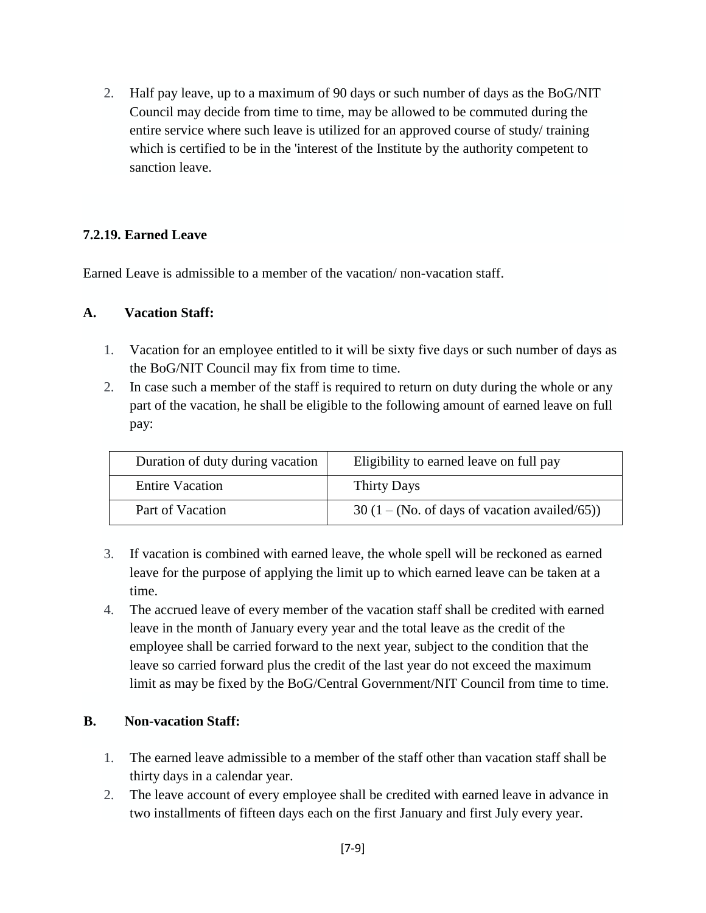2. Half pay leave, up to a maximum of 90 days or such number of days as the BoG/NIT Council may decide from time to time, may be allowed to be commuted during the entire service where such leave is utilized for an approved course of study/ training which is certified to be in the 'interest of the Institute by the authority competent to sanction leave.

### 7.2.19. Earned Leave

Earned Leave is admissible to a member of the vacation/ non-vacation staff.

**A. Vacation Staff:**

1. Vacation for an employee entitled to it will be sixty five days or such number of days as the BoG/NIT Council may fix from time to time.
2. In case such a member of the staff is required to return on duty during the whole or any part of the vacation, he shall be eligible to the following amount of earned leave on full pay:

| Duration of duty during vacation | Eligibility to earned leave on full pay |
|---|---|
| Entire Vacation | Thirty Days |
| Part of Vacation | 30 (1 – (No. of days of vacation availed/65)) |

3. If vacation is combined with earned leave, the whole spell will be reckoned as earned leave for the purpose of applying the limit up to which earned leave can be taken at a time.
4. The accrued leave of every member of the vacation staff shall be credited with earned leave in the month of January every year and the total leave as the credit of the employee shall be carried forward to the next year, subject to the condition that the leave so carried forward plus the credit of the last year do not exceed the maximum limit as may be fixed by the BoG/Central Government/NIT Council from time to time.

**B. Non-vacation Staff:**

1. The earned leave admissible to a member of the staff other than vacation staff shall be thirty days in a calendar year.
2. The leave account of every employee shall be credited with earned leave in advance in two installments of fifteen days each on the first January and first July every year.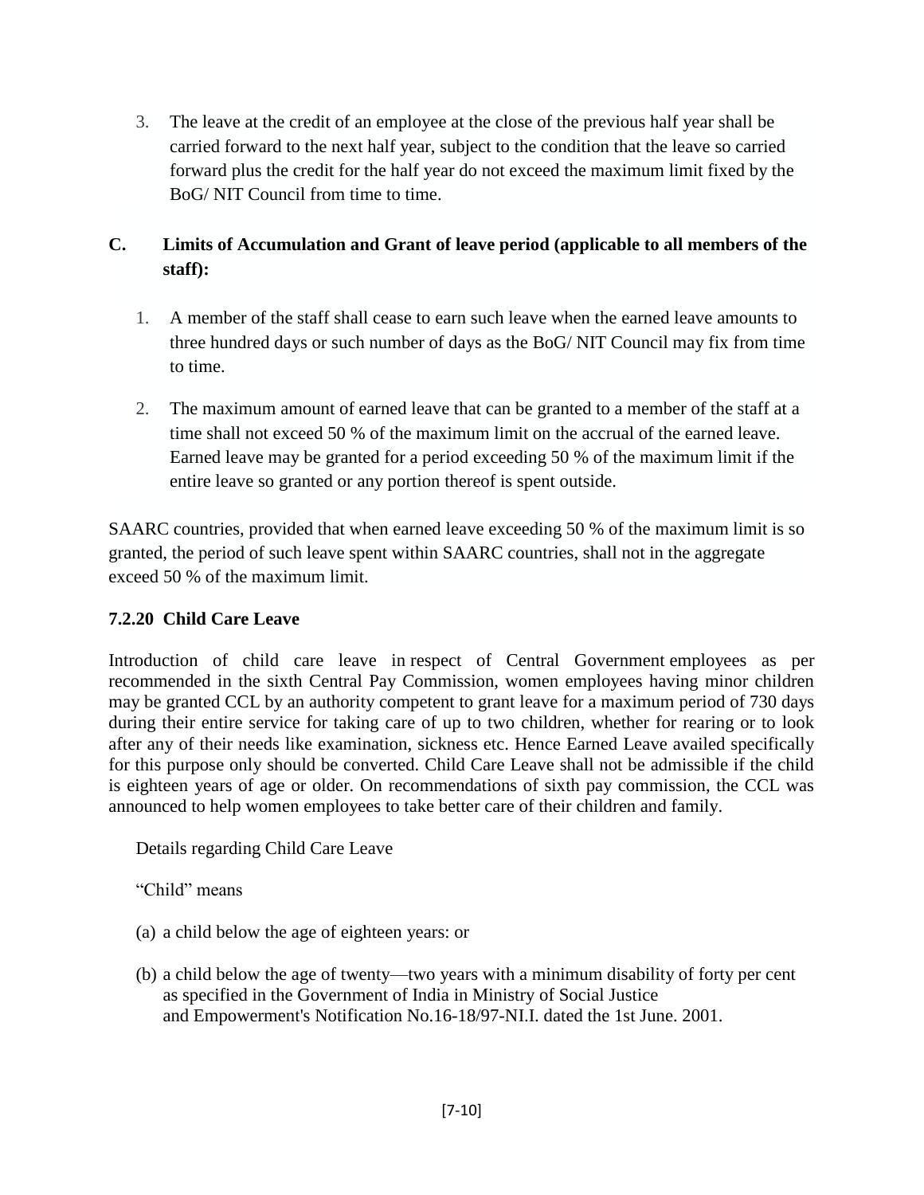3. The leave at the credit of an employee at the close of the previous half year shall be carried forward to the next half year, subject to the condition that the leave so carried forward plus the credit for the half year do not exceed the maximum limit fixed by the BoG/ NIT Council from time to time.

**C. Limits of Accumulation and Grant of leave period (applicable to all members of the staff):**

1. A member of the staff shall cease to earn such leave when the earned leave amounts to three hundred days or such number of days as the BoG/ NIT Council may fix from time to time.

2. The maximum amount of earned leave that can be granted to a member of the staff at a time shall not exceed 50 % of the maximum limit on the accrual of the earned leave. Earned leave may be granted for a period exceeding 50 % of the maximum limit if the entire leave so granted or any portion thereof is spent outside.

SAARC countries, provided that when earned leave exceeding 50 % of the maximum limit is so granted, the period of such leave spent within SAARC countries, shall not in the aggregate exceed 50 % of the maximum limit.

### 7.2.20 Child Care Leave

Introduction of child care leave in respect of Central Government employees as per recommended in the sixth Central Pay Commission, women employees having minor children may be granted CCL by an authority competent to grant leave for a maximum period of 730 days during their entire service for taking care of up to two children, whether for rearing or to look after any of their needs like examination, sickness etc. Hence Earned Leave availed specifically for this purpose only should be converted. Child Care Leave shall not be admissible if the child is eighteen years of age or older. On recommendations of sixth pay commission, the CCL was announced to help women employees to take better care of their children and family.

Details regarding Child Care Leave

"Child" means

(a) a child below the age of eighteen years: or

(b) a child below the age of twenty—two years with a minimum disability of forty per cent as specified in the Government of India in Ministry of Social Justice and Empowerment's Notification No.16-18/97-NI.I. dated the 1st June. 2001.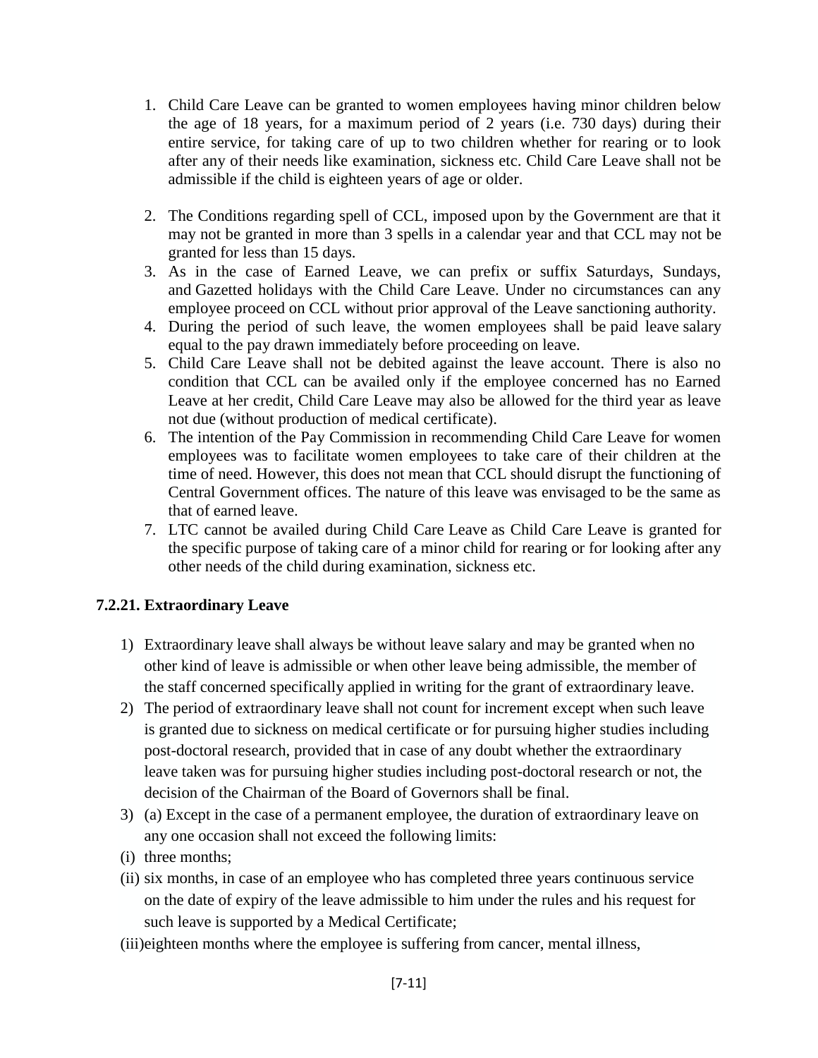1. Child Care Leave can be granted to women employees having minor children below the age of 18 years, for a maximum period of 2 years (i.e. 730 days) during their entire service, for taking care of up to two children whether for rearing or to look after any of their needs like examination, sickness etc. Child Care Leave shall not be admissible if the child is eighteen years of age or older.

2. The Conditions regarding spell of CCL, imposed upon by the Government are that it may not be granted in more than 3 spells in a calendar year and that CCL may not be granted for less than 15 days.
3. As in the case of Earned Leave, we can prefix or suffix Saturdays, Sundays, and Gazetted holidays with the Child Care Leave. Under no circumstances can any employee proceed on CCL without prior approval of the Leave sanctioning authority.
4. During the period of such leave, the women employees shall be paid leave salary equal to the pay drawn immediately before proceeding on leave.
5. Child Care Leave shall not be debited against the leave account. There is also no condition that CCL can be availed only if the employee concerned has no Earned Leave at her credit, Child Care Leave may also be allowed for the third year as leave not due (without production of medical certificate).
6. The intention of the Pay Commission in recommending Child Care Leave for women employees was to facilitate women employees to take care of their children at the time of need. However, this does not mean that CCL should disrupt the functioning of Central Government offices. The nature of this leave was envisaged to be the same as that of earned leave.
7. LTC cannot be availed during Child Care Leave as Child Care Leave is granted for the specific purpose of taking care of a minor child for rearing or for looking after any other needs of the child during examination, sickness etc.

### 7.2.21. Extraordinary Leave

1) Extraordinary leave shall always be without leave salary and may be granted when no other kind of leave is admissible or when other leave being admissible, the member of the staff concerned specifically applied in writing for the grant of extraordinary leave.
2) The period of extraordinary leave shall not count for increment except when such leave is granted due to sickness on medical certificate or for pursuing higher studies including post-doctoral research, provided that in case of any doubt whether the extraordinary leave taken was for pursuing higher studies including post-doctoral research or not, the decision of the Chairman of the Board of Governors shall be final.
3) (a) Except in the case of a permanent employee, the duration of extraordinary leave on any one occasion shall not exceed the following limits:

(i) three months;

(ii) six months, in case of an employee who has completed three years continuous service on the date of expiry of the leave admissible to him under the rules and his request for such leave is supported by a Medical Certificate;

(iii) eighteen months where the employee is suffering from cancer, mental illness,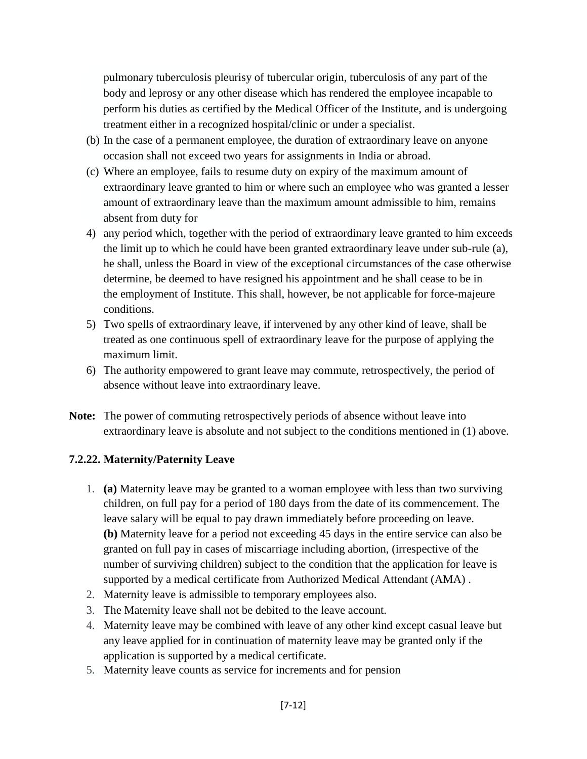pulmonary tuberculosis pleurisy of tubercular origin, tuberculosis of any part of the body and leprosy or any other disease which has rendered the employee incapable to perform his duties as certified by the Medical Officer of the Institute, and is undergoing treatment either in a recognized hospital/clinic or under a specialist.

(b) In the case of a permanent employee, the duration of extraordinary leave on anyone occasion shall not exceed two years for assignments in India or abroad.

(c) Where an employee, fails to resume duty on expiry of the maximum amount of extraordinary leave granted to him or where such an employee who was granted a lesser amount of extraordinary leave than the maximum amount admissible to him, remains absent from duty for

4) any period which, together with the period of extraordinary leave granted to him exceeds the limit up to which he could have been granted extraordinary leave under sub-rule (a), he shall, unless the Board in view of the exceptional circumstances of the case otherwise determine, be deemed to have resigned his appointment and he shall cease to be in the employment of Institute. This shall, however, be not applicable for force-majeure conditions.

5) Two spells of extraordinary leave, if intervened by any other kind of leave, shall be treated as one continuous spell of extraordinary leave for the purpose of applying the maximum limit.

6) The authority empowered to grant leave may commute, retrospectively, the period of absence without leave into extraordinary leave.

**Note:** The power of commuting retrospectively periods of absence without leave into extraordinary leave is absolute and not subject to the conditions mentioned in (1) above.

### 7.2.22. Maternity/Paternity Leave

1. **(a)** Maternity leave may be granted to a woman employee with less than two surviving children, on full pay for a period of 180 days from the date of its commencement. The leave salary will be equal to pay drawn immediately before proceeding on leave.
   **(b)** Maternity leave for a period not exceeding 45 days in the entire service can also be granted on full pay in cases of miscarriage including abortion, (irrespective of the number of surviving children) subject to the condition that the application for leave is supported by a medical certificate from Authorized Medical Attendant (AMA) .
2. Maternity leave is admissible to temporary employees also.
3. The Maternity leave shall not be debited to the leave account.
4. Maternity leave may be combined with leave of any other kind except casual leave but any leave applied for in continuation of maternity leave may be granted only if the application is supported by a medical certificate.
5. Maternity leave counts as service for increments and for pension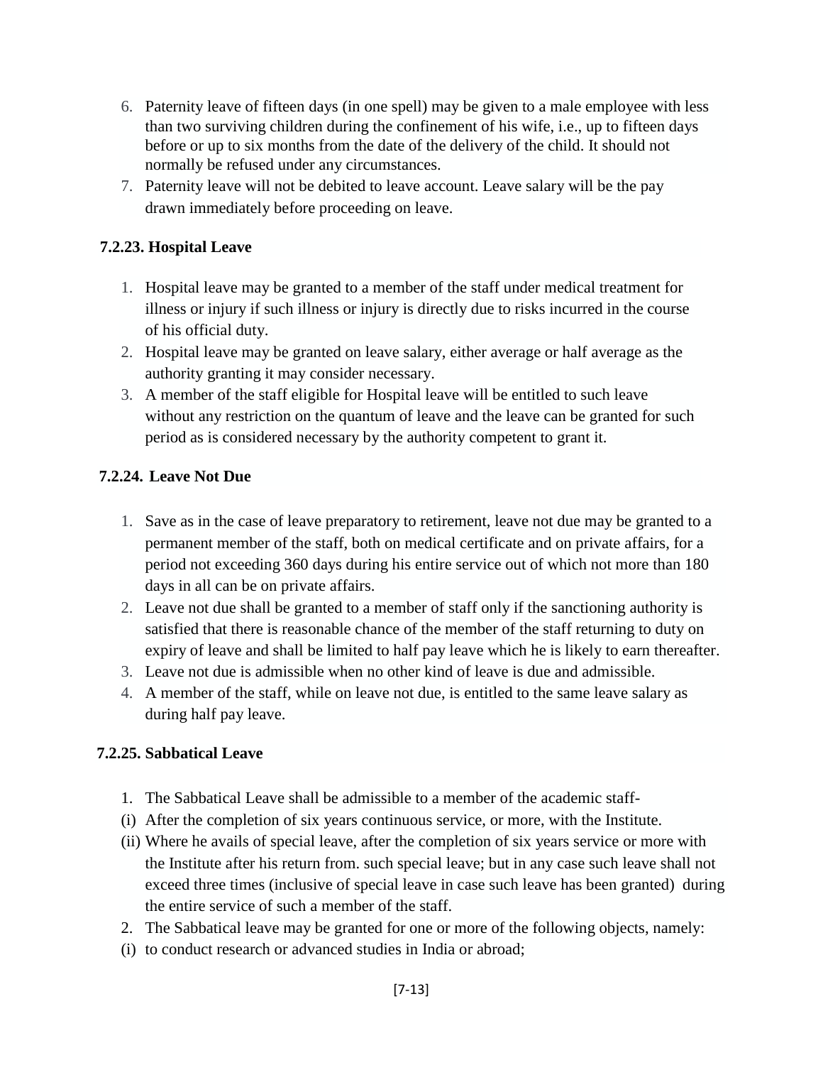6. Paternity leave of fifteen days (in one spell) may be given to a male employee with less than two surviving children during the confinement of his wife, i.e., up to fifteen days before or up to six months from the date of the delivery of the child. It should not normally be refused under any circumstances.
7. Paternity leave will not be debited to leave account. Leave salary will be the pay drawn immediately before proceeding on leave.

### 7.2.23. Hospital Leave

1. Hospital leave may be granted to a member of the staff under medical treatment for illness or injury if such illness or injury is directly due to risks incurred in the course of his official duty.
2. Hospital leave may be granted on leave salary, either average or half average as the authority granting it may consider necessary.
3. A member of the staff eligible for Hospital leave will be entitled to such leave without any restriction on the quantum of leave and the leave can be granted for such period as is considered necessary by the authority competent to grant it.

### 7.2.24. Leave Not Due

1. Save as in the case of leave preparatory to retirement, leave not due may be granted to a permanent member of the staff, both on medical certificate and on private affairs, for a period not exceeding 360 days during his entire service out of which not more than 180 days in all can be on private affairs.
2. Leave not due shall be granted to a member of staff only if the sanctioning authority is satisfied that there is reasonable chance of the member of the staff returning to duty on expiry of leave and shall be limited to half pay leave which he is likely to earn thereafter.
3. Leave not due is admissible when no other kind of leave is due and admissible.
4. A member of the staff, while on leave not due, is entitled to the same leave salary as during half pay leave.

### 7.2.25. Sabbatical Leave

1. The Sabbatical Leave shall be admissible to a member of the academic staff-

(i) After the completion of six years continuous service, or more, with the Institute.

(ii) Where he avails of special leave, after the completion of six years service or more with the Institute after his return from. such special leave; but in any case such leave shall not exceed three times (inclusive of special leave in case such leave has been granted) during the entire service of such a member of the staff.

2. The Sabbatical leave may be granted for one or more of the following objects, namely:

(i) to conduct research or advanced studies in India or abroad;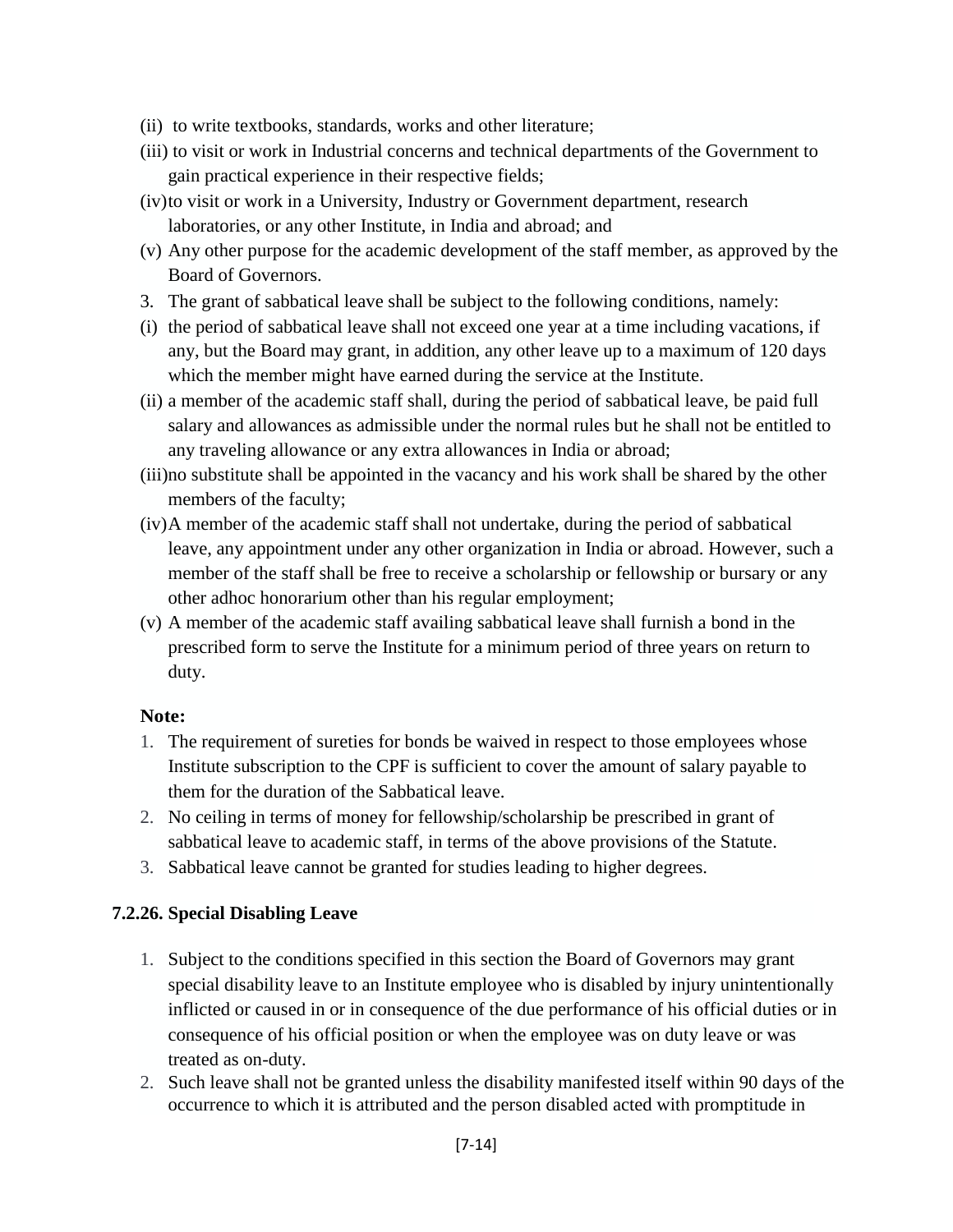(ii) to write textbooks, standards, works and other literature;

(iii) to visit or work in Industrial concerns and technical departments of the Government to gain practical experience in their respective fields;

(iv) to visit or work in a University, Industry or Government department, research laboratories, or any other Institute, in India and abroad; and

(v) Any other purpose for the academic development of the staff member, as approved by the Board of Governors.

3. The grant of sabbatical leave shall be subject to the following conditions, namely:

(i) the period of sabbatical leave shall not exceed one year at a time including vacations, if any, but the Board may grant, in addition, any other leave up to a maximum of 120 days which the member might have earned during the service at the Institute.

(ii) a member of the academic staff shall, during the period of sabbatical leave, be paid full salary and allowances as admissible under the normal rules but he shall not be entitled to any traveling allowance or any extra allowances in India or abroad;

(iii) no substitute shall be appointed in the vacancy and his work shall be shared by the other members of the faculty;

(iv) A member of the academic staff shall not undertake, during the period of sabbatical leave, any appointment under any other organization in India or abroad. However, such a member of the staff shall be free to receive a scholarship or fellowship or bursary or any other adhoc honorarium other than his regular employment;

(v) A member of the academic staff availing sabbatical leave shall furnish a bond in the prescribed form to serve the Institute for a minimum period of three years on return to duty.

**Note:**

1. The requirement of sureties for bonds be waived in respect to those employees whose Institute subscription to the CPF is sufficient to cover the amount of salary payable to them for the duration of the Sabbatical leave.
2. No ceiling in terms of money for fellowship/scholarship be prescribed in grant of sabbatical leave to academic staff, in terms of the above provisions of the Statute.
3. Sabbatical leave cannot be granted for studies leading to higher degrees.

### 7.2.26. Special Disabling Leave

1. Subject to the conditions specified in this section the Board of Governors may grant special disability leave to an Institute employee who is disabled by injury unintentionally inflicted or caused in or in consequence of the due performance of his official duties or in consequence of his official position or when the employee was on duty leave or was treated as on-duty.
2. Such leave shall not be granted unless the disability manifested itself within 90 days of the occurrence to which it is attributed and the person disabled acted with promptitude in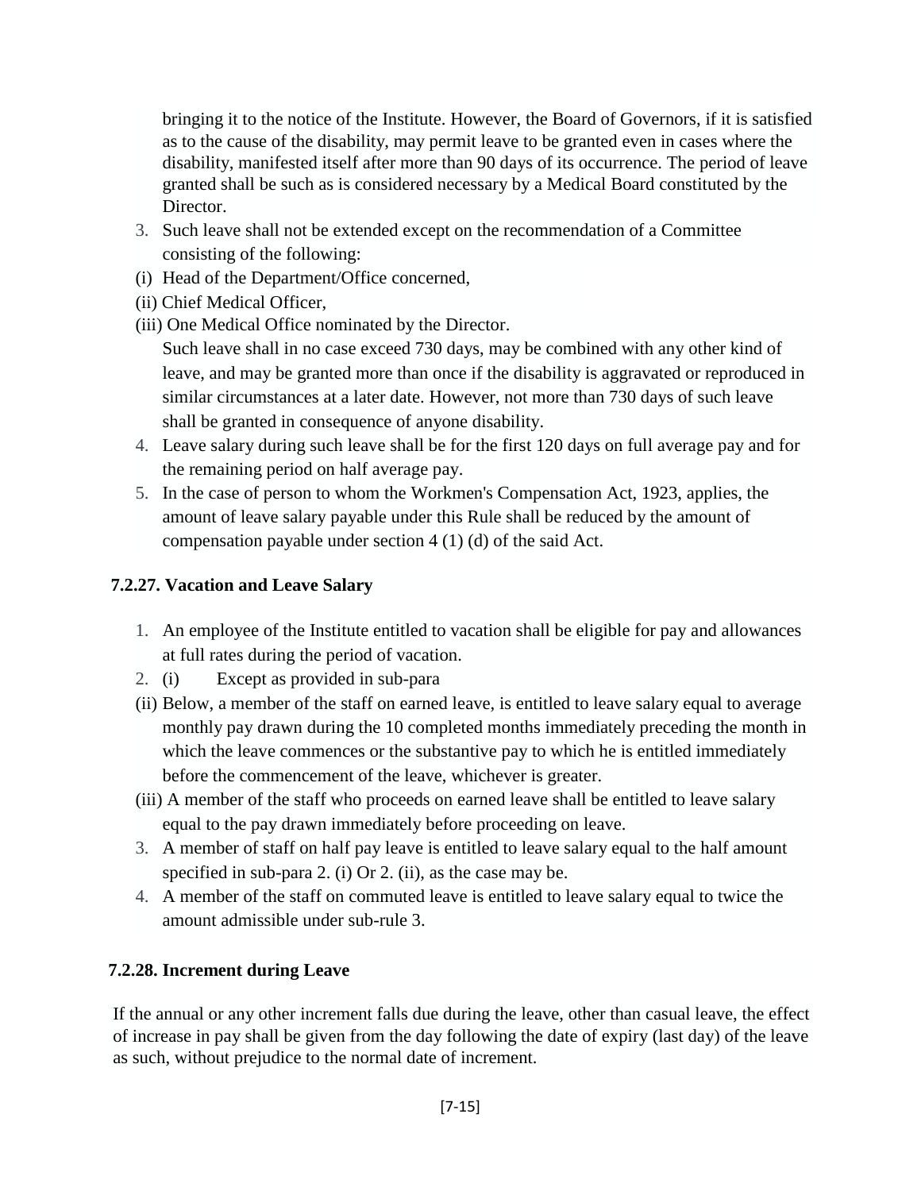bringing it to the notice of the Institute. However, the Board of Governors, if it is satisfied as to the cause of the disability, may permit leave to be granted even in cases where the disability, manifested itself after more than 90 days of its occurrence. The period of leave granted shall be such as is considered necessary by a Medical Board constituted by the Director.

3. Such leave shall not be extended except on the recommendation of a Committee consisting of the following:

(i) Head of the Department/Office concerned,

(ii) Chief Medical Officer,

(iii) One Medical Office nominated by the Director.

Such leave shall in no case exceed 730 days, may be combined with any other kind of leave, and may be granted more than once if the disability is aggravated or reproduced in similar circumstances at a later date. However, not more than 730 days of such leave shall be granted in consequence of anyone disability.

4. Leave salary during such leave shall be for the first 120 days on full average pay and for the remaining period on half average pay.
5. In the case of person to whom the Workmen's Compensation Act, 1923, applies, the amount of leave salary payable under this Rule shall be reduced by the amount of compensation payable under section 4 (1) (d) of the said Act.

### 7.2.27. Vacation and Leave Salary

1. An employee of the Institute entitled to vacation shall be eligible for pay and allowances at full rates during the period of vacation.
2. (i) Except as provided in sub-para

(ii) Below, a member of the staff on earned leave, is entitled to leave salary equal to average monthly pay drawn during the 10 completed months immediately preceding the month in which the leave commences or the substantive pay to which he is entitled immediately before the commencement of the leave, whichever is greater.

(iii) A member of the staff who proceeds on earned leave shall be entitled to leave salary equal to the pay drawn immediately before proceeding on leave.

3. A member of staff on half pay leave is entitled to leave salary equal to the half amount specified in sub-para 2. (i) Or 2. (ii), as the case may be.
4. A member of the staff on commuted leave is entitled to leave salary equal to twice the amount admissible under sub-rule 3.

### 7.2.28. Increment during Leave

If the annual or any other increment falls due during the leave, other than casual leave, the effect of increase in pay shall be given from the day following the date of expiry (last day) of the leave as such, without prejudice to the normal date of increment.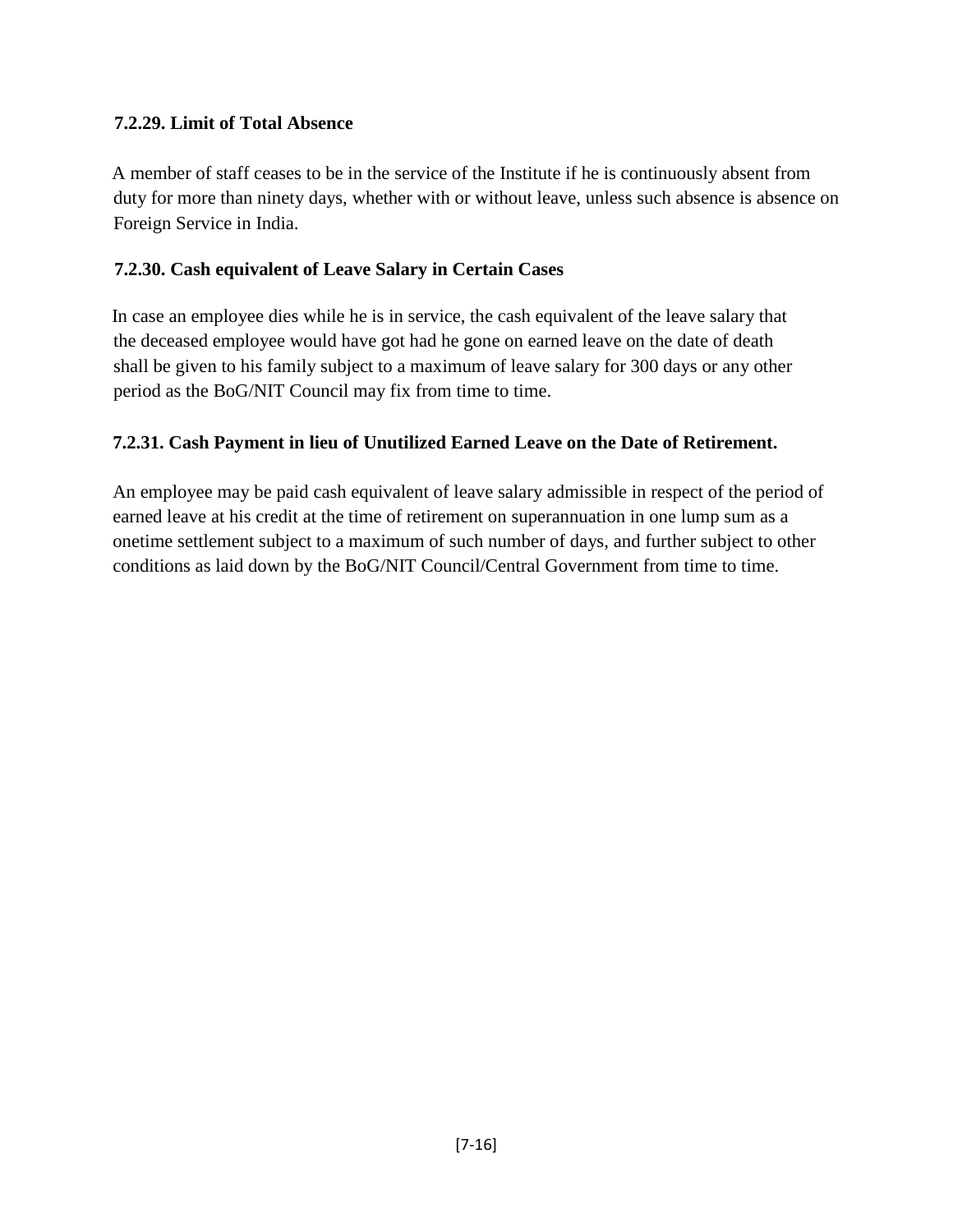### 7.2.29. Limit of Total Absence

A member of staff ceases to be in the service of the Institute if he is continuously absent from duty for more than ninety days, whether with or without leave, unless such absence is absence on Foreign Service in India.

### 7.2.30. Cash equivalent of Leave Salary in Certain Cases

In case an employee dies while he is in service, the cash equivalent of the leave salary that the deceased employee would have got had he gone on earned leave on the date of death shall be given to his family subject to a maximum of leave salary for 300 days or any other period as the BoG/NIT Council may fix from time to time.

### 7.2.31. Cash Payment in lieu of Unutilized Earned Leave on the Date of Retirement.

An employee may be paid cash equivalent of leave salary admissible in respect of the period of earned leave at his credit at the time of retirement on superannuation in one lump sum as a onetime settlement subject to a maximum of such number of days, and further subject to other conditions as laid down by the BoG/NIT Council/Central Government from time to time.